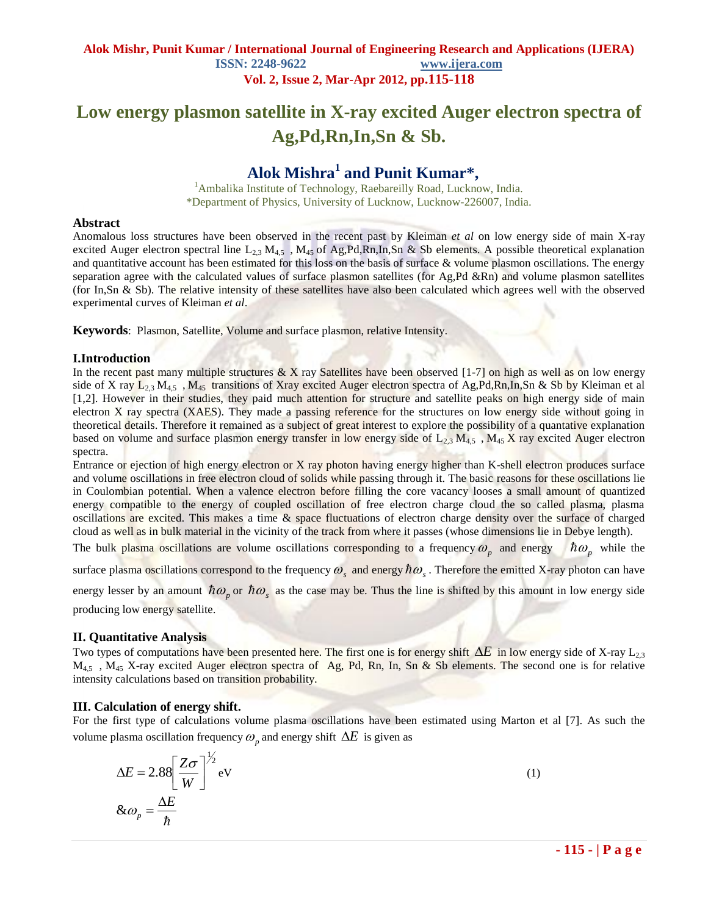# Low energy plasmon satellite in X-ray excited Auger electron spectra of Ag,Pd,Rn,In,Sn & Sb.

## Alok Mishra[1] and Punit Kumar*,

[1]Ambalika Institute of Technology, Raebareilly Road, Lucknow, India.
*Department of Physics, University of Lucknow, Lucknow-226007, India.

### Abstract

Anomalous loss structures have been observed in the recent past by Kleiman *et al* on low energy side of main X-ray excited Auger electron spectral line $L_{2,3}$ $M_{4,5}$ , $M_{45}$ of Ag,Pd,Rn,In,Sn & Sb elements. A possible theoretical explanation and quantitative account has been estimated for this loss on the basis of surface & volume plasmon oscillations. The energy separation agree with the calculated values of surface plasmon satellites (for Ag,Pd &Rn) and volume plasmon satellites (for In,Sn & Sb). The relative intensity of these satellites have also been calculated which agrees well with the observed experimental curves of Kleiman *et al*.

**Keywords**: Plasmon, Satellite, Volume and surface plasmon, relative Intensity.

### I.Introduction

In the recent past many multiple structures & X ray Satellites have been observed [1-7] on high as well as on low energy side of X ray $L_{2,3}$ $M_{4,5}$ , $M_{45}$ transitions of Xray excited Auger electron spectra of Ag,Pd,Rn,In,Sn & Sb by Kleiman et al [1,2]. However in their studies, they paid much attention for structure and satellite peaks on high energy side of main electron X ray spectra (XAES). They made a passing reference for the structures on low energy side without going in theoretical details. Therefore it remained as a subject of great interest to explore the possibility of a quantative explanation based on volume and surface plasmon energy transfer in low energy side of $L_{2,3}$ $M_{4,5}$ , $M_{45}$ X ray excited Auger electron spectra.

Entrance or ejection of high energy electron or X ray photon having energy higher than K-shell electron produces surface and volume oscillations in free electron cloud of solids while passing through it. The basic reasons for these oscillations lie in Coulombian potential. When a valence electron before filling the core vacancy looses a small amount of quantized energy compatible to the energy of coupled oscillation of free electron charge cloud the so called plasma, plasma oscillations are excited. This makes a time & space fluctuations of electron charge density over the surface of charged cloud as well as in bulk material in the vicinity of the track from where it passes (whose dimensions lie in Debye length).

The bulk plasma oscillations are volume oscillations corresponding to a frequency $\omega_p$ and energy $\hbar\omega_p$ while the surface plasma oscillations correspond to the frequency $\omega_s$ and energy $\hbar\omega_s$. Therefore the emitted X-ray photon can have energy lesser by an amount $\hbar\omega_p$ or $\hbar\omega_s$ as the case may be. Thus the line is shifted by this amount in low energy side producing low energy satellite.

### II. Quantitative Analysis

Two types of computations have been presented here. The first one is for energy shift $\Delta E$ in low energy side of X-ray $L_{2,3}$ $M_{4,5}$ , $M_{45}$ X-ray excited Auger electron spectra of Ag, Pd, Rn, In, Sn & Sb elements. The second one is for relative intensity calculations based on transition probability.

### III. Calculation of energy shift.

For the first type of calculations volume plasma oscillations have been estimated using Marton et al [7]. As such the volume plasma oscillation frequency $\omega_p$ and energy shift $\Delta E$ is given as

$$\Delta E = 2.88\left[\frac{Z\sigma}{W}\right]^{1/2} \text{eV} \tag{1}$$

$$\&\omega_p = \frac{\Delta E}{\hbar}$$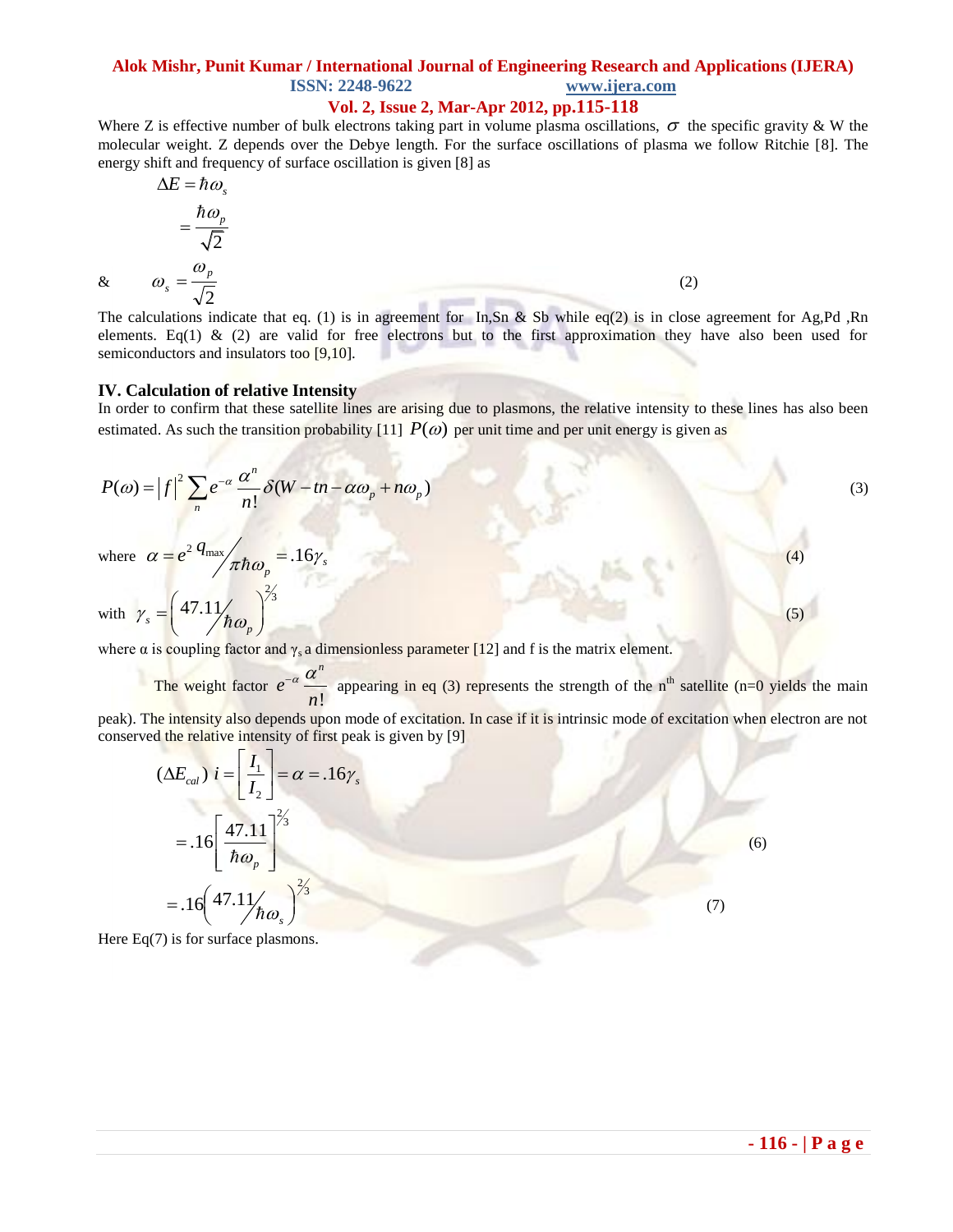Where Z is effective number of bulk electrons taking part in volume plasma oscillations, $\sigma$ the specific gravity & W the molecular weight. Z depends over the Debye length. For the surface oscillations of plasma we follow Ritchie [8]. The energy shift and frequency of surface oscillation is given [8] as

$$\Delta E = \hbar\omega_s$$

$$= \frac{\hbar\omega_p}{\sqrt{2}}$$

$$\& \qquad \omega_s = \frac{\omega_p}{\sqrt{2}} \qquad (2)$$

The calculations indicate that eq. (1) is in agreement for In,Sn & Sb while eq(2) is in close agreement for Ag,Pd ,Rn elements. Eq(1) & (2) are valid for free electrons but to the first approximation they have also been used for semiconductors and insulators too [9,10].

### IV. Calculation of relative Intensity

In order to confirm that these satellite lines are arising due to plasmons, the relative intensity to these lines has also been estimated. As such the transition probability [11] $P(\omega)$ per unit time and per unit energy is given as

$$P(\omega) = |f|^2 \sum_n e^{-\alpha} \frac{\alpha^n}{n!} \delta(W - tn - \alpha\omega_p + n\omega_p) \qquad (3)$$

where $\alpha = e^2 q_{\max} \big/ \pi\hbar\omega_p = .16\gamma_s \qquad (4)$

with $\gamma_s = \left(47.11 \big/ \hbar\omega_p\right)^{2/3} \qquad (5)$

where α is coupling factor and $\gamma_s$ a dimensionless parameter [12] and f is the matrix element.

The weight factor $e^{-\alpha} \frac{\alpha^n}{n!}$ appearing in eq (3) represents the strength of the n[th] satellite (n=0 yields the main peak). The intensity also depends upon mode of excitation. In case if it is intrinsic mode of excitation when electron are not conserved the relative intensity of first peak is given by [9]

$$(\Delta E_{cal})\ i = \left[\frac{I_1}{I_2}\right] = \alpha = .16\gamma_s$$

$$= .16\left[\frac{47.11}{\hbar\omega_p}\right]^{2/3} \qquad (6)$$

$$= .16\left(47.11 \big/ \hbar\omega_s\right)^{2/3} \qquad (7)$$

Here Eq(7) is for surface plasmons.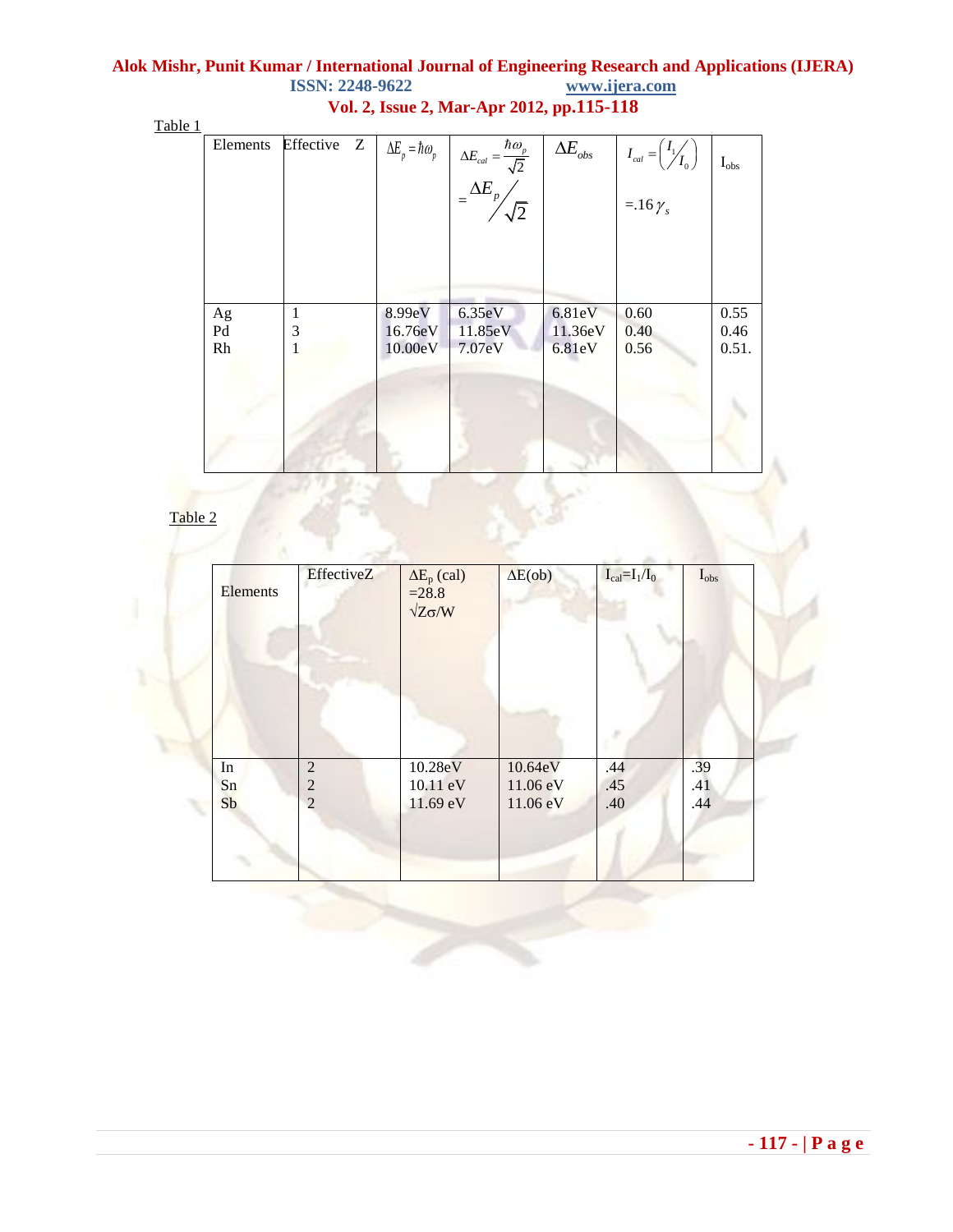Table 1

| Elements | Effective Z | $\Delta E_p = \hbar\omega_p$ | $\Delta E_{cal} = \frac{\hbar\omega_p}{\sqrt{2}} = \Delta E_p / \sqrt{2}$ | $\Delta E_{obs}$ | $I_{cal} = \left( I_1 / I_0 \right) = .16\,\gamma_s$ | $I_{obs}$ |
|---|---|---|---|---|---|---|
| Ag | 1 | 8.99eV | 6.35eV | 6.81eV | 0.60 | 0.55 |
| Pd | 3 | 16.76eV | 11.85eV | 11.36eV | 0.40 | 0.46 |
| Rh | 1 | 10.00eV | 7.07eV | 6.81eV | 0.56 | 0.51. |

Table 2

| Elements | EffectiveZ | $\Delta E_p$ (cal) $= 28.8 \sqrt{Z\sigma / W}$ | $\Delta E$(ob) | $I_{cal} = I_1/I_0$ | $I_{obs}$ |
|---|---|---|---|---|---|
| In | 2 | 10.28eV | 10.64eV | .44 | .39 |
| Sn | 2 | 10.11 eV | 11.06 eV | .45 | .41 |
| Sb | 2 | 11.69 eV | 11.06 eV | .40 | .44 |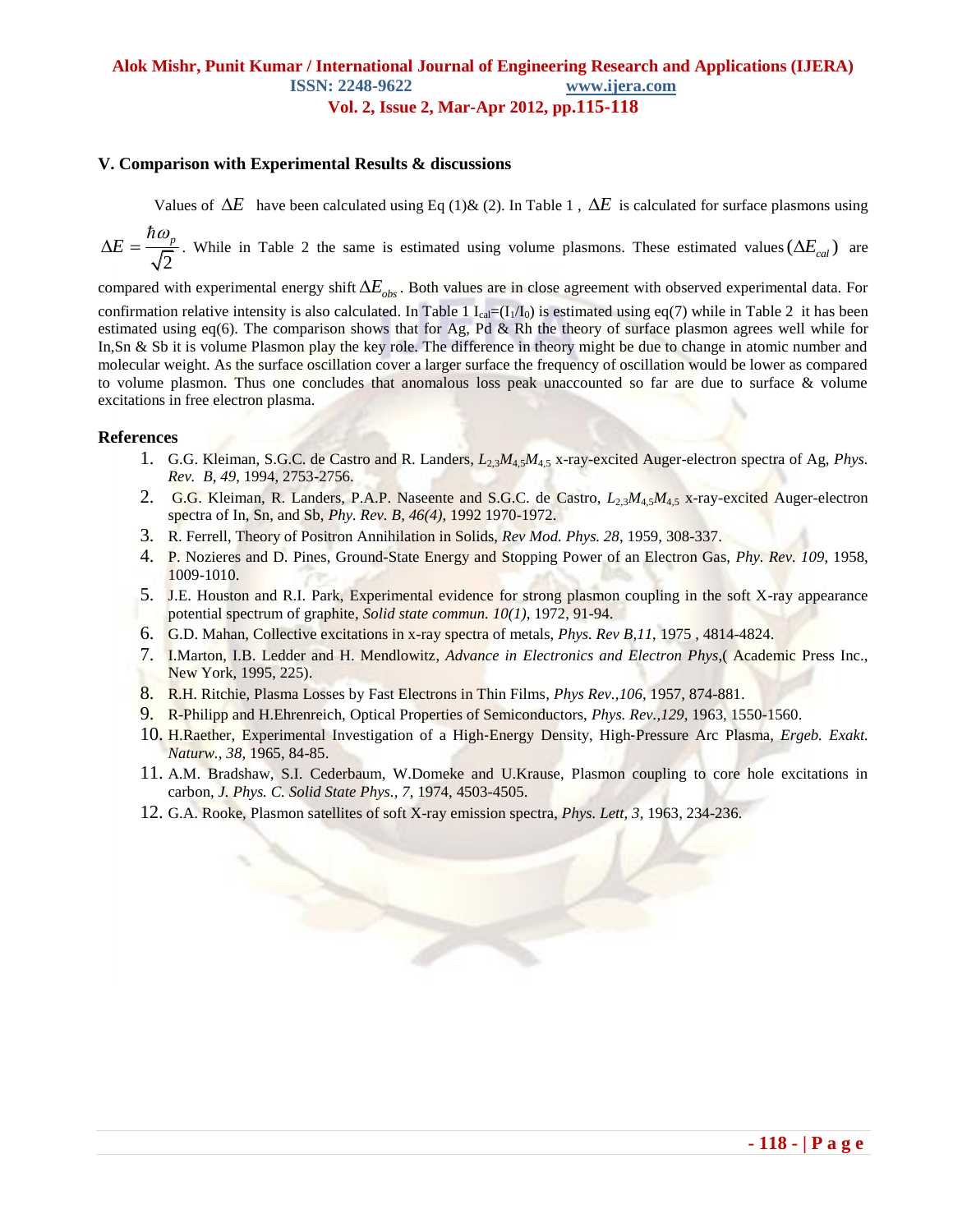## V. Comparison with Experimental Results & discussions

Values of $\Delta E$ have been calculated using Eq (1)& (2). In Table 1 , $\Delta E$ is calculated for surface plasmons using $\Delta E = \frac{\hbar \omega_p}{\sqrt{2}}$. While in Table 2 the same is estimated using volume plasmons. These estimated values $(\Delta E_{cal})$ are compared with experimental energy shift $\Delta E_{obs}$. Both values are in close agreement with observed experimental data. For confirmation relative intensity is also calculated. In Table 1 $I_{cal}=(I_1/I_0)$ is estimated using eq(7) while in Table 2 it has been estimated using eq(6). The comparison shows that for Ag, Pd & Rh the theory of surface plasmon agrees well while for In,Sn & Sb it is volume Plasmon play the key role. The difference in theory might be due to change in atomic number and molecular weight. As the surface oscillation cover a larger surface the frequency of oscillation would be lower as compared to volume plasmon. Thus one concludes that anomalous loss peak unaccounted so far are due to surface & volume excitations in free electron plasma.

## References

1. G.G. Kleiman, S.G.C. de Castro and R. Landers, $L_{2,3}M_{4,5}M_{4,5}$ x-ray-excited Auger-electron spectra of Ag, *Phys. Rev. B, 49*, 1994, 2753-2756.
2. G.G. Kleiman, R. Landers, P.A.P. Naseente and S.G.C. de Castro, $L_{2,3}M_{4,5}M_{4,5}$ x-ray-excited Auger-electron spectra of In, Sn, and Sb, *Phy. Rev. B, 46(4)*, 1992 1970-1972.
3. R. Ferrell, Theory of Positron Annihilation in Solids, *Rev Mod. Phys. 28*, 1959, 308-337.
4. P. Nozieres and D. Pines, Ground-State Energy and Stopping Power of an Electron Gas, *Phy. Rev. 109*, 1958, 1009-1010.
5. J.E. Houston and R.I. Park, Experimental evidence for strong plasmon coupling in the soft X-ray appearance potential spectrum of graphite, *Solid state commun. 10(1)*, 1972, 91-94.
6. G.D. Mahan, Collective excitations in x-ray spectra of metals, *Phys. Rev B,11*, 1975 , 4814-4824.
7. I.Marton, I.B. Ledder and H. Mendlowitz, *Advance in Electronics and Electron Phys*,( Academic Press Inc., New York, 1995, 225).
8. R.H. Ritchie, Plasma Losses by Fast Electrons in Thin Films, *Phys Rev.,106*, 1957, 874-881.
9. R-Philipp and H.Ehrenreich, Optical Properties of Semiconductors, *Phys. Rev.,129*, 1963, 1550-1560.
10. H.Raether, Experimental Investigation of a High-Energy Density, High-Pressure Arc Plasma, *Ergeb. Exakt. Naturw., 38*, 1965, 84-85.
11. A.M. Bradshaw, S.I. Cederbaum, W.Domeke and U.Krause, Plasmon coupling to core hole excitations in carbon, *J. Phys. C. Solid State Phys., 7*, 1974, 4503-4505.
12. G.A. Rooke, Plasmon satellites of soft X-ray emission spectra, *Phys. Lett, 3*, 1963, 234-236.